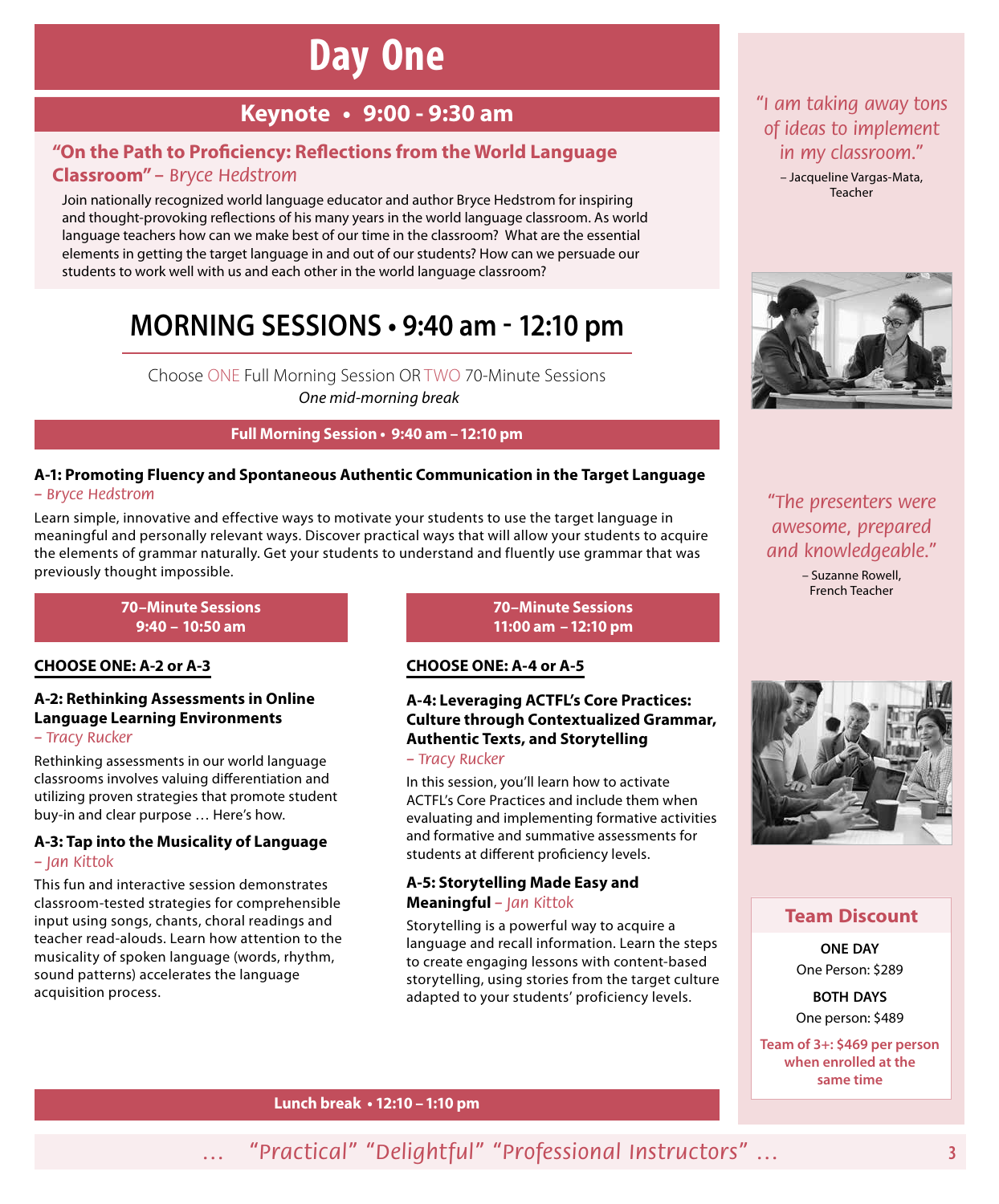# Day One

## Keynote • 9:00 - 9:30 am

### "On the Path to Proficiency: Reflections from the World Language Classroom" – *Bryce Hedstrom*

Join nationally recognized world language educator and author Bryce Hedstrom for inspiring and thought-provoking reflections of his many years in the world language classroom. As world language teachers how can we make best of our time in the classroom? What are the essential elements in getting the target language in and out of our students? How can we persuade our students to work well with us and each other in the world language classroom?

## MORNING SESSIONS • 9:40 am - 12:10 pm

Choose ONE Full Morning Session OR TWO 70-Minute Sessions

*One mid-morning break*

### Full Morning Session • 9:40 am – 12:10 pm

**A-1: Promoting Fluency and Spontaneous Authentic Communication in the Target Language** – *Bryce Hedstrom*

Learn simple, innovative and effective ways to motivate your students to use the target language in meaningful and personally relevant ways. Discover practical ways that will allow your students to acquire the elements of grammar naturally. Get your students to understand and fluently use grammar that was previously thought impossible.

### 70–Minute Sessions 9:40 – 10:50 am

**CHOOSE ONE: A-2 or A-3**

**A-2: Rethinking Assessments in Online Language Learning Environments** – *Tracy Rucker*

Rethinking assessments in our world language classrooms involves valuing differentiation and utilizing proven strategies that promote student buy-in and clear purpose … Here's how.

**A-3: Tap into the Musicality of Language** – *Jan Kittok*

This fun and interactive session demonstrates classroom-tested strategies for comprehensible input using songs, chants, choral readings and teacher read-alouds. Learn how attention to the musicality of spoken language (words, rhythm, sound patterns) accelerates the language acquisition process.

### 70–Minute Sessions 11:00 am – 12:10 pm

**CHOOSE ONE: A-4 or A-5**

**A-4: Leveraging ACTFL's Core Practices: Culture through Contextualized Grammar, Authentic Texts, and Storytelling** – *Tracy Rucker*

In this session, you'll learn how to activate ACTFL's Core Practices and include them when evaluating and implementing formative activities and formative and summative assessments for students at different proficiency levels.

**A-5: Storytelling Made Easy and Meaningful** – *Jan Kittok*

Storytelling is a powerful way to acquire a language and recall information. Learn the steps to create engaging lessons with content-based storytelling, using stories from the target culture adapted to your students' proficiency levels.

### Lunch break • 12:10 – 1:10 pm

*"I am taking away tons of ideas to implement in my classroom."*
– Jacqueline Vargas-Mata, Teacher

*"The presenters were awesome, prepared and knowledgeable."*
– Suzanne Rowell, French Teacher

### Team Discount

**ONE DAY**
One Person: $289

**BOTH DAYS**
One person: $489

**Team of 3+: $469 per person when enrolled at the same time**

*… "Practical" "Delightful" "Professional Instructors" …*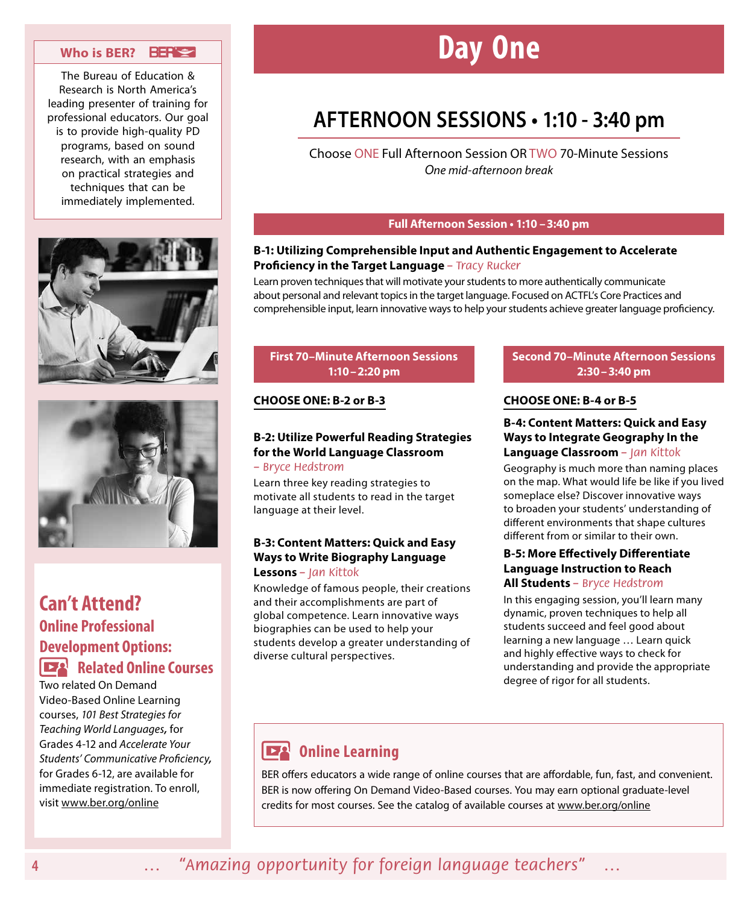# Day One

## AFTERNOON SESSIONS • 1:10 - 3:40 pm

Choose ONE Full Afternoon Session OR TWO 70-Minute Sessions
*One mid-afternoon break*

### Full Afternoon Session • 1:10 – 3:40 pm

**B-1: Utilizing Comprehensible Input and Authentic Engagement to Accelerate Proficiency in the Target Language** – *Tracy Rucker*

Learn proven techniques that will motivate your students to more authentically communicate about personal and relevant topics in the target language. Focused on ACTFL's Core Practices and comprehensible input, learn innovative ways to help your students achieve greater language proficiency.

### First 70–Minute Afternoon Sessions 1:10 – 2:20 pm

**CHOOSE ONE: B-2 or B-3**

**B-2: Utilize Powerful Reading Strategies for the World Language Classroom** – *Bryce Hedstrom*

Learn three key reading strategies to motivate all students to read in the target language at their level.

**B-3: Content Matters: Quick and Easy Ways to Write Biography Language Lessons** – *Jan Kittok*

Knowledge of famous people, their creations and their accomplishments are part of global competence. Learn innovative ways biographies can be used to help your students develop a greater understanding of diverse cultural perspectives.

### Second 70–Minute Afternoon Sessions 2:30 – 3:40 pm

**CHOOSE ONE: B-4 or B-5**

**B-4: Content Matters: Quick and Easy Ways to Integrate Geography In the Language Classroom** – *Jan Kittok*

Geography is much more than naming places on the map. What would life be like if you lived someplace else? Discover innovative ways to broaden your students' understanding of different environments that shape cultures different from or similar to their own.

**B-5: More Effectively Differentiate Language Instruction to Reach All Students** – *Bryce Hedstrom*

In this engaging session, you'll learn many dynamic, proven techniques to help all students succeed and feel good about learning a new language … Learn quick and highly effective ways to check for understanding and provide the appropriate degree of rigor for all students.

### Online Learning

BER offers educators a wide range of online courses that are affordable, fun, fast, and convenient. BER is now offering On Demand Video-Based courses. You may earn optional graduate-level credits for most courses. See the catalog of available courses at www.ber.org/online

---

**Who is BER?**

The Bureau of Education & Research is North America's leading presenter of training for professional educators. Our goal is to provide high-quality PD programs, based on sound research, with an emphasis on practical strategies and techniques that can be immediately implemented.

## Can't Attend?

### Online Professional Development Options:

### Related Online Courses

Two related On Demand Video-Based Online Learning courses, *101 Best Strategies for Teaching World Languages,* for Grades 4-12 and *Accelerate Your Students' Communicative Proficiency,* for Grades 6-12, are available for immediate registration. To enroll, visit www.ber.org/online

… *"Amazing opportunity for foreign language teachers"* …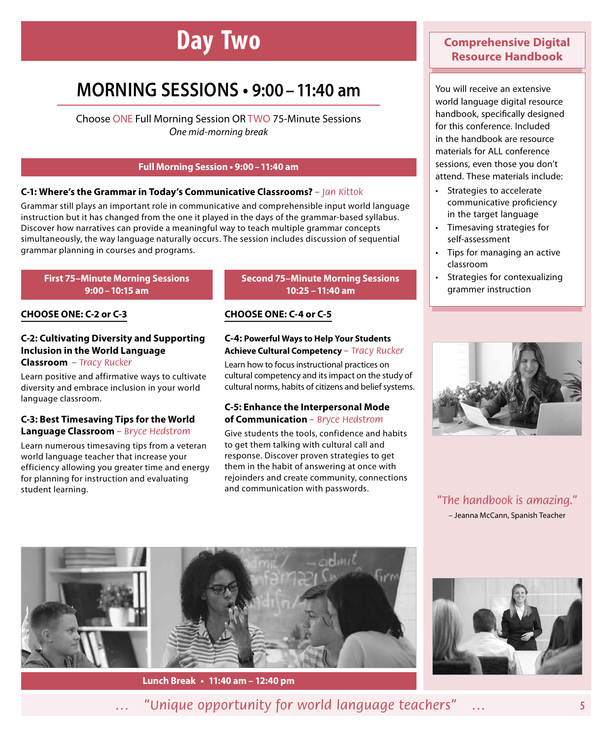# Day Two

## MORNING SESSIONS • 9:00 – 11:40 am

Choose ONE Full Morning Session OR TWO 75-Minute Sessions
*One mid-morning break*

### Full Morning Session • 9:00 – 11:40 am

**C-1: Where's the Grammar in Today's Communicative Classrooms?** – *Jan Kittok*

Grammar still plays an important role in communicative and comprehensible input world language instruction but it has changed from the one it played in the days of the grammar-based syllabus. Discover how narratives can provide a meaningful way to teach multiple grammar concepts simultaneously, the way language naturally occurs. The session includes discussion of sequential grammar planning in courses and programs.

### First 75–Minute Morning Sessions 9:00 – 10:15 am

**CHOOSE ONE: C-2 or C-3**

**C-2: Cultivating Diversity and Supporting Inclusion in the World Language Classroom** – *Tracy Rucker*

Learn positive and affirmative ways to cultivate diversity and embrace inclusion in your world language classroom.

**C-3: Best Timesaving Tips for the World Language Classroom** – *Bryce Hedstrom*

Learn numerous timesaving tips from a veteran world language teacher that increase your efficiency allowing you greater time and energy for planning for instruction and evaluating student learning.

### Second 75–Minute Morning Sessions 10:25 – 11:40 am

**CHOOSE ONE: C-4 or C-5**

**C-4: Powerful Ways to Help Your Students Achieve Cultural Competency** – *Tracy Rucker*

Learn how to focus instructional practices on cultural competency and its impact on the study of cultural norms, habits of citizens and belief systems.

**C-5: Enhance the Interpersonal Mode of Communication** – *Bryce Hedstrom*

Give students the tools, confidence and habits to get them talking with cultural call and response. Discover proven strategies to get them in the habit of answering at once with rejoinders and create community, connections and communication with passwords.

**Lunch Break • 11:40 am – 12:40 pm**

## Comprehensive Digital Resource Handbook

You will receive an extensive world language digital resource handbook, specifically designed for this conference. Included in the handbook are resource materials for ALL conference sessions, even those you don't attend. These materials include:

- Strategies to accelerate communicative proficiency in the target language
- Timesaving strategies for self-assessment
- Tips for managing an active classroom
- Strategies for contexualizing grammer instruction

*"The handbook is amazing."*
– Jeanna McCann, Spanish Teacher

… *"Unique opportunity for world language teachers"* …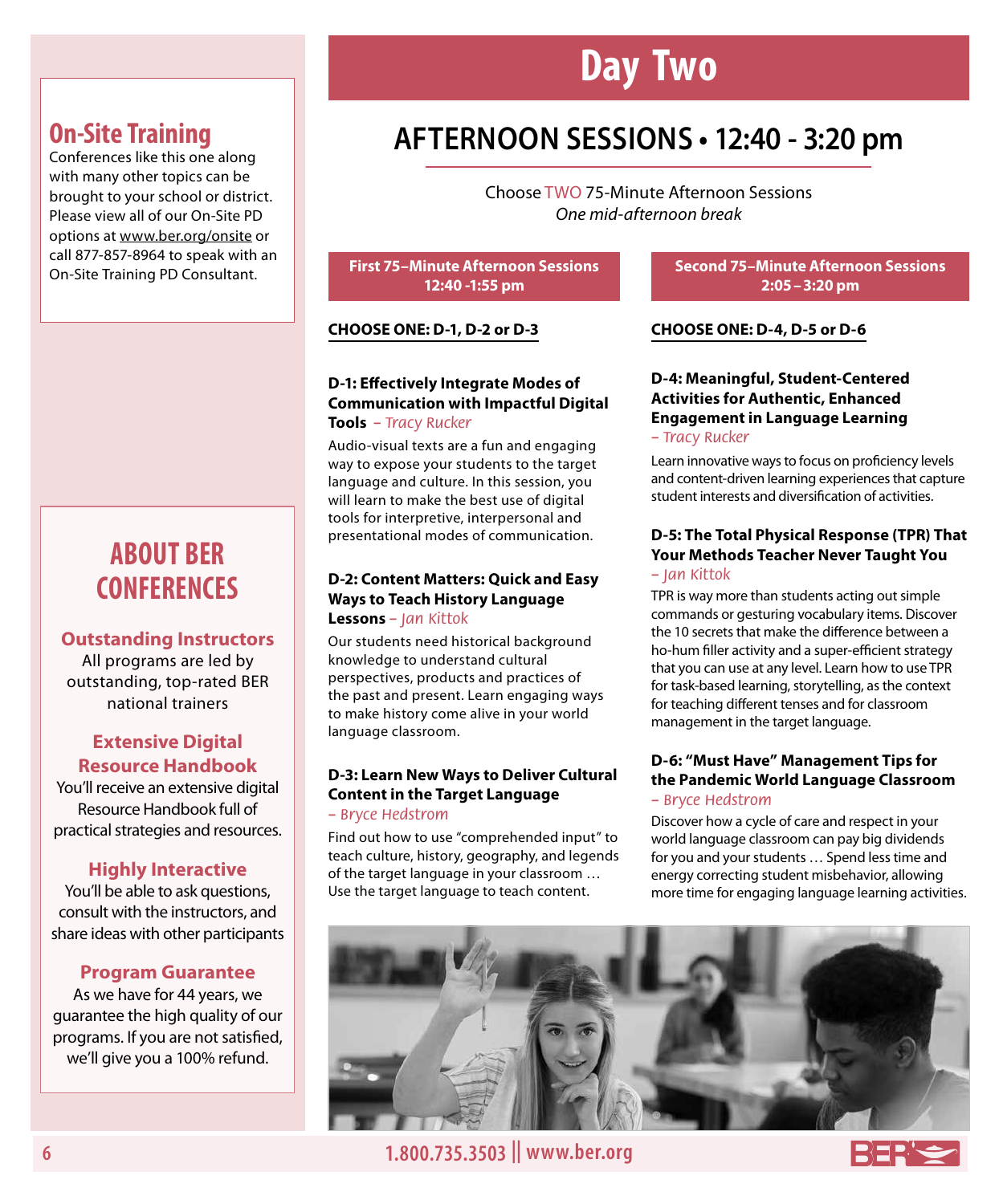# Day Two

## AFTERNOON SESSIONS • 12:40 - 3:20 pm

Choose TWO 75-Minute Afternoon Sessions
*One mid-afternoon break*

### First 75–Minute Afternoon Sessions 12:40 -1:55 pm

**CHOOSE ONE: D-1, D-2 or D-3**

**D-1: Effectively Integrate Modes of Communication with Impactful Digital Tools** *– Tracy Rucker*

Audio-visual texts are a fun and engaging way to expose your students to the target language and culture. In this session, you will learn to make the best use of digital tools for interpretive, interpersonal and presentational modes of communication.

**D-2: Content Matters: Quick and Easy Ways to Teach History Language Lessons** *– Jan Kittok*

Our students need historical background knowledge to understand cultural perspectives, products and practices of the past and present. Learn engaging ways to make history come alive in your world language classroom.

**D-3: Learn New Ways to Deliver Cultural Content in the Target Language** *– Bryce Hedstrom*

Find out how to use "comprehended input" to teach culture, history, geography, and legends of the target language in your classroom … Use the target language to teach content.

### Second 75–Minute Afternoon Sessions 2:05 – 3:20 pm

**CHOOSE ONE: D-4, D-5 or D-6**

**D-4: Meaningful, Student-Centered Activities for Authentic, Enhanced Engagement in Language Learning** *– Tracy Rucker*

Learn innovative ways to focus on proficiency levels and content-driven learning experiences that capture student interests and diversification of activities.

**D-5: The Total Physical Response (TPR) That Your Methods Teacher Never Taught You** *– Jan Kittok*

TPR is way more than students acting out simple commands or gesturing vocabulary items. Discover the 10 secrets that make the difference between a ho-hum filler activity and a super-efficient strategy that you can use at any level. Learn how to use TPR for task-based learning, storytelling, as the context for teaching different tenses and for classroom management in the target language.

**D-6: "Must Have" Management Tips for the Pandemic World Language Classroom** *– Bryce Hedstrom*

Discover how a cycle of care and respect in your world language classroom can pay big dividends for you and your students … Spend less time and energy correcting student misbehavior, allowing more time for engaging language learning activities.

## On-Site Training

Conferences like this one along with many other topics can be brought to your school or district. Please view all of our On-Site PD options at www.ber.org/onsite or call 877-857-8964 to speak with an On-Site Training PD Consultant.

## ABOUT BER CONFERENCES

**Outstanding Instructors**
All programs are led by outstanding, top-rated BER national trainers

**Extensive Digital Resource Handbook**
You'll receive an extensive digital Resource Handbook full of practical strategies and resources.

**Highly Interactive**
You'll be able to ask questions, consult with the instructors, and share ideas with other participants

**Program Guarantee**
As we have for 44 years, we guarantee the high quality of our programs. If you are not satisfied, we'll give you a 100% refund.

1.800.735.3503 || www.ber.org